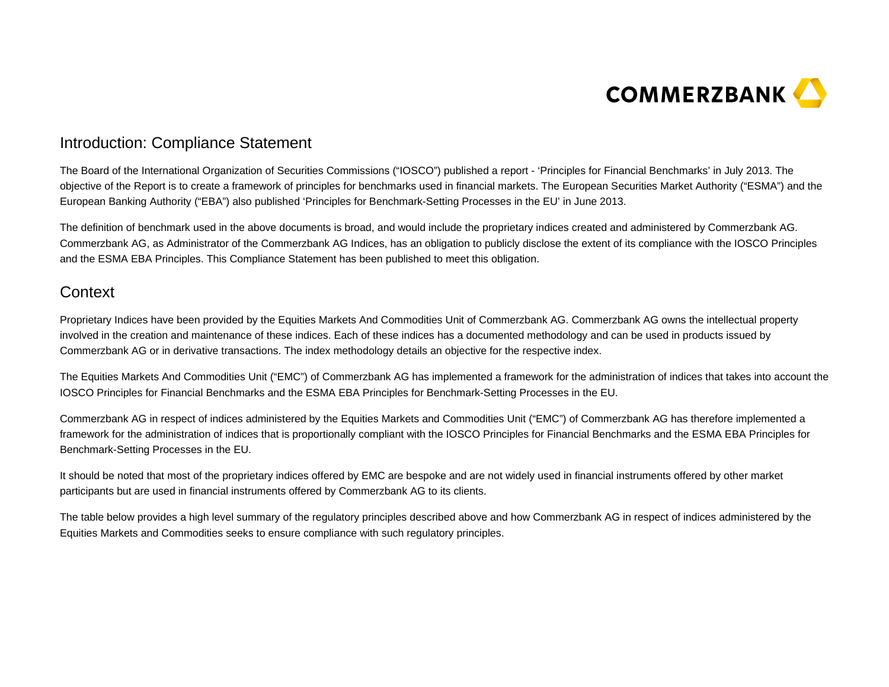## Introduction: Compliance Statement

The Board of the International Organization of Securities Commissions ("IOSCO") published a report - 'Principles for Financial Benchmarks' in July 2013. The objective of the Report is to create a framework of principles for benchmarks used in financial markets. The European Securities Market Authority ("ESMA") and the European Banking Authority ("EBA") also published 'Principles for Benchmark-Setting Processes in the EU' in June 2013.

The definition of benchmark used in the above documents is broad, and would include the proprietary indices created and administered by Commerzbank AG. Commerzbank AG, as Administrator of the Commerzbank AG Indices, has an obligation to publicly disclose the extent of its compliance with the IOSCO Principles and the ESMA EBA Principles. This Compliance Statement has been published to meet this obligation.

## Context

Proprietary Indices have been provided by the Equities Markets And Commodities Unit of Commerzbank AG. Commerzbank AG owns the intellectual property involved in the creation and maintenance of these indices. Each of these indices has a documented methodology and can be used in products issued by Commerzbank AG or in derivative transactions. The index methodology details an objective for the respective index.

The Equities Markets And Commodities Unit ("EMC") of Commerzbank AG has implemented a framework for the administration of indices that takes into account the IOSCO Principles for Financial Benchmarks and the ESMA EBA Principles for Benchmark-Setting Processes in the EU.

Commerzbank AG in respect of indices administered by the Equities Markets and Commodities Unit ("EMC") of Commerzbank AG has therefore implemented a framework for the administration of indices that is proportionally compliant with the IOSCO Principles for Financial Benchmarks and the ESMA EBA Principles for Benchmark-Setting Processes in the EU.

It should be noted that most of the proprietary indices offered by EMC are bespoke and are not widely used in financial instruments offered by other market participants but are used in financial instruments offered by Commerzbank AG to its clients.

The table below provides a high level summary of the regulatory principles described above and how Commerzbank AG in respect of indices administered by the Equities Markets and Commodities seeks to ensure compliance with such regulatory principles.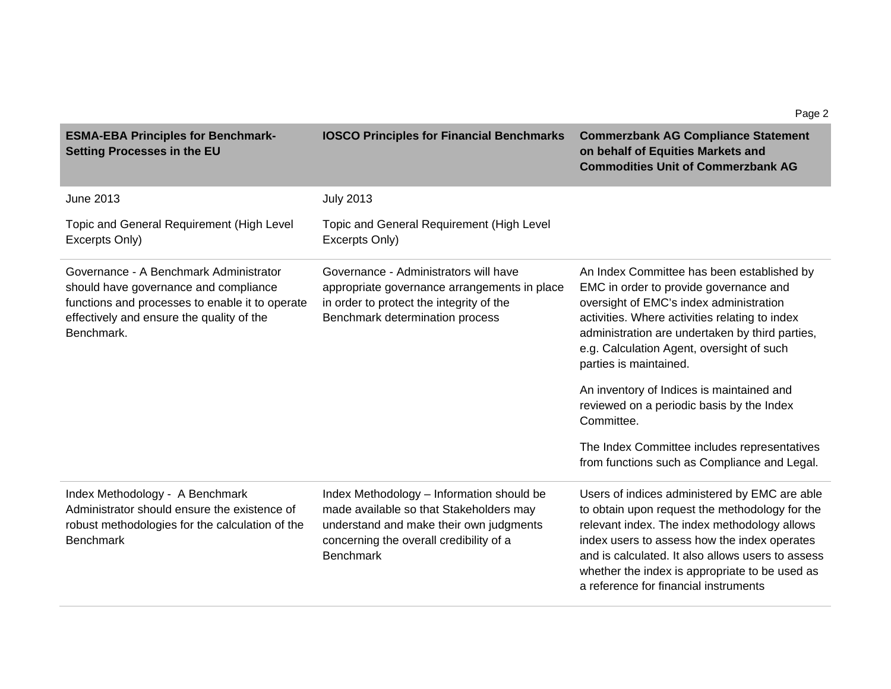| ESMA-EBA Principles for Benchmark-Setting Processes in the EU | IOSCO Principles for Financial Benchmarks | Commerzbank AG Compliance Statement on behalf of Equities Markets and Commodities Unit of Commerzbank AG |
|---|---|---|
| June 2013<br><br>Topic and General Requirement (High Level Excerpts Only) | July 2013<br><br>Topic and General Requirement (High Level Excerpts Only) | |
| Governance - A Benchmark Administrator should have governance and compliance functions and processes to enable it to operate effectively and ensure the quality of the Benchmark. | Governance - Administrators will have appropriate governance arrangements in place in order to protect the integrity of the Benchmark determination process | An Index Committee has been established by EMC in order to provide governance and oversight of EMC's index administration activities. Where activities relating to index administration are undertaken by third parties, e.g. Calculation Agent, oversight of such parties is maintained.<br><br>An inventory of Indices is maintained and reviewed on a periodic basis by the Index Committee.<br><br>The Index Committee includes representatives from functions such as Compliance and Legal. |
| Index Methodology - A Benchmark Administrator should ensure the existence of robust methodologies for the calculation of the Benchmark | Index Methodology – Information should be made available so that Stakeholders may understand and make their own judgments concerning the overall credibility of a Benchmark | Users of indices administered by EMC are able to obtain upon request the methodology for the relevant index. The index methodology allows index users to assess how the index operates and is calculated. It also allows users to assess whether the index is appropriate to be used as a reference for financial instruments |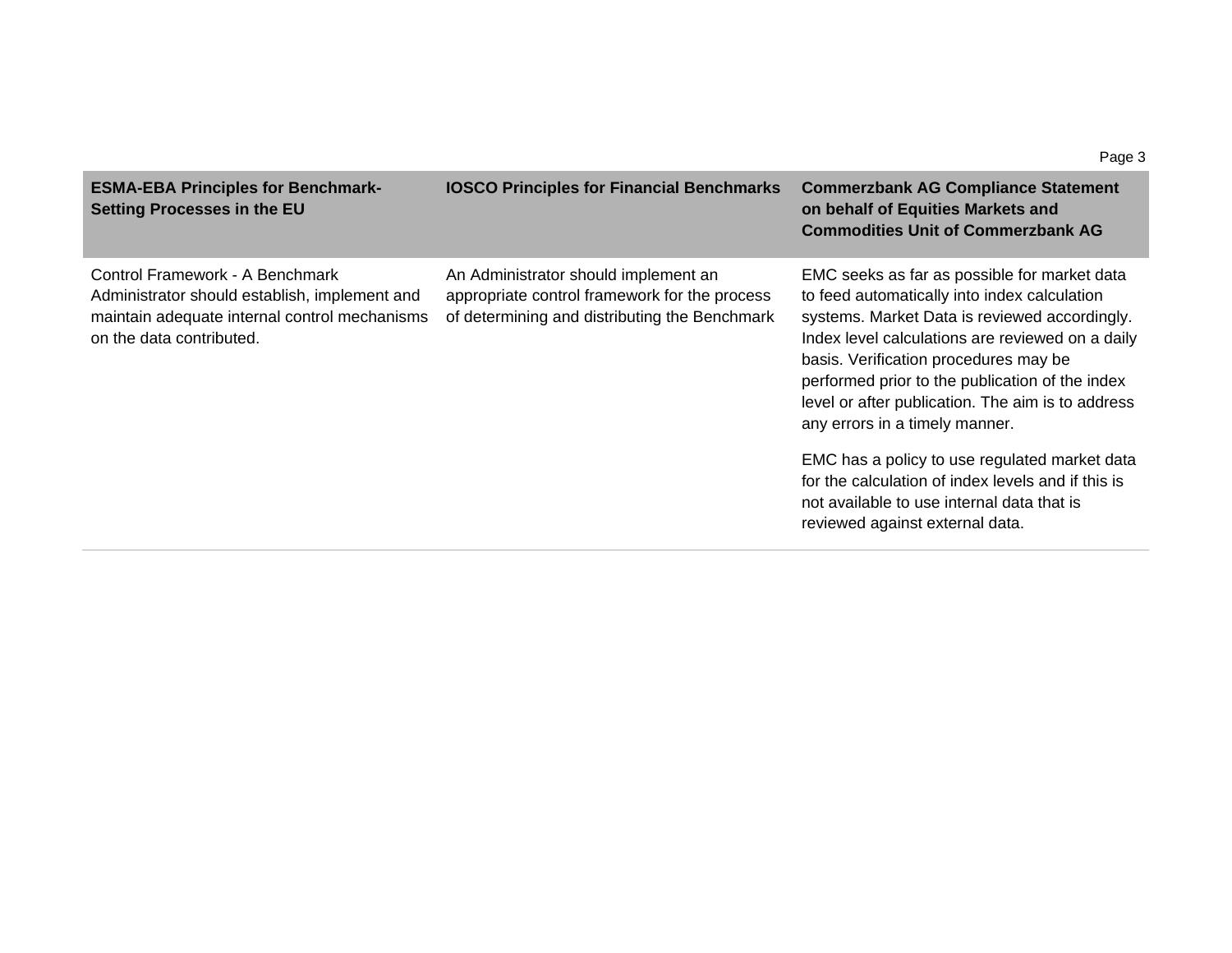| ESMA-EBA Principles for Benchmark-Setting Processes in the EU | IOSCO Principles for Financial Benchmarks | Commerzbank AG Compliance Statement on behalf of Equities Markets and Commodities Unit of Commerzbank AG |
|---|---|---|
| Control Framework - A Benchmark Administrator should establish, implement and maintain adequate internal control mechanisms on the data contributed. | An Administrator should implement an appropriate control framework for the process of determining and distributing the Benchmark | EMC seeks as far as possible for market data to feed automatically into index calculation systems. Market Data is reviewed accordingly. Index level calculations are reviewed on a daily basis. Verification procedures may be performed prior to the publication of the index level or after publication. The aim is to address any errors in a timely manner.<br><br>EMC has a policy to use regulated market data for the calculation of index levels and if this is not available to use internal data that is reviewed against external data. |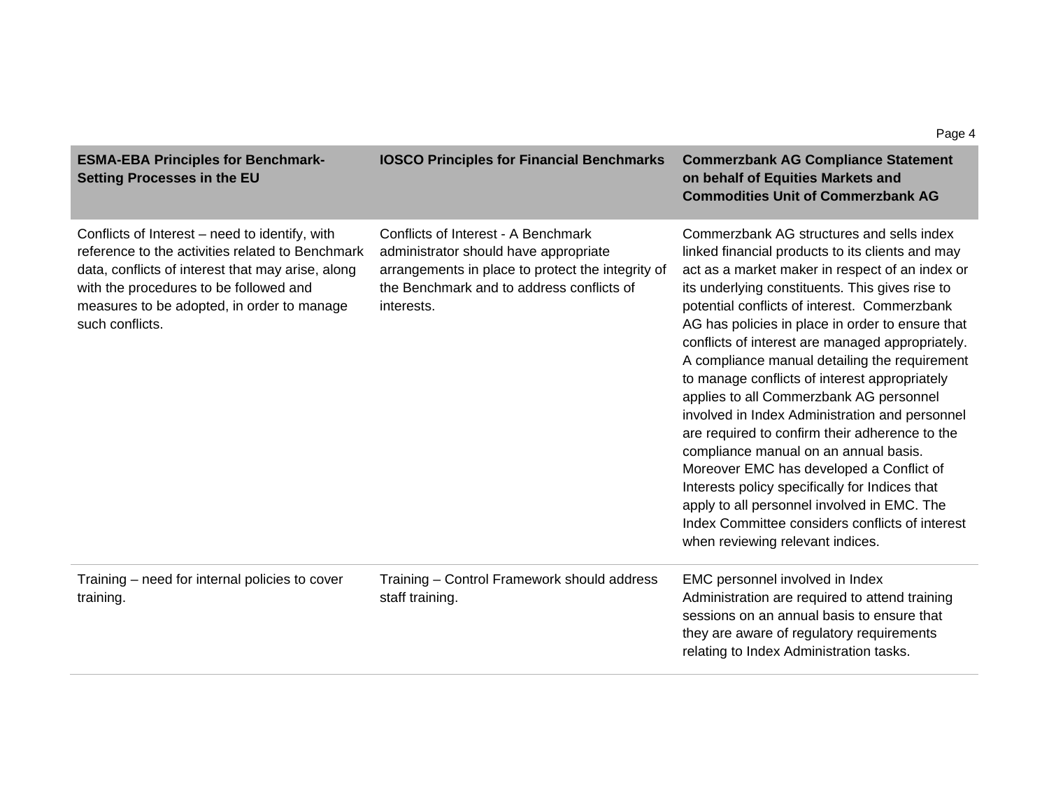| ESMA-EBA Principles for Benchmark-Setting Processes in the EU | IOSCO Principles for Financial Benchmarks | Commerzbank AG Compliance Statement on behalf of Equities Markets and Commodities Unit of Commerzbank AG |
|---|---|---|
| Conflicts of Interest – need to identify, with reference to the activities related to Benchmark data, conflicts of interest that may arise, along with the procedures to be followed and measures to be adopted, in order to manage such conflicts. | Conflicts of Interest - A Benchmark administrator should have appropriate arrangements in place to protect the integrity of the Benchmark and to address conflicts of interests. | Commerzbank AG structures and sells index linked financial products to its clients and may act as a market maker in respect of an index or its underlying constituents. This gives rise to potential conflicts of interest. Commerzbank AG has policies in place in order to ensure that conflicts of interest are managed appropriately. A compliance manual detailing the requirement to manage conflicts of interest appropriately applies to all Commerzbank AG personnel involved in Index Administration and personnel are required to confirm their adherence to the compliance manual on an annual basis. Moreover EMC has developed a Conflict of Interests policy specifically for Indices that apply to all personnel involved in EMC. The Index Committee considers conflicts of interest when reviewing relevant indices. |
| Training – need for internal policies to cover training. | Training – Control Framework should address staff training. | EMC personnel involved in Index Administration are required to attend training sessions on an annual basis to ensure that they are aware of regulatory requirements relating to Index Administration tasks. |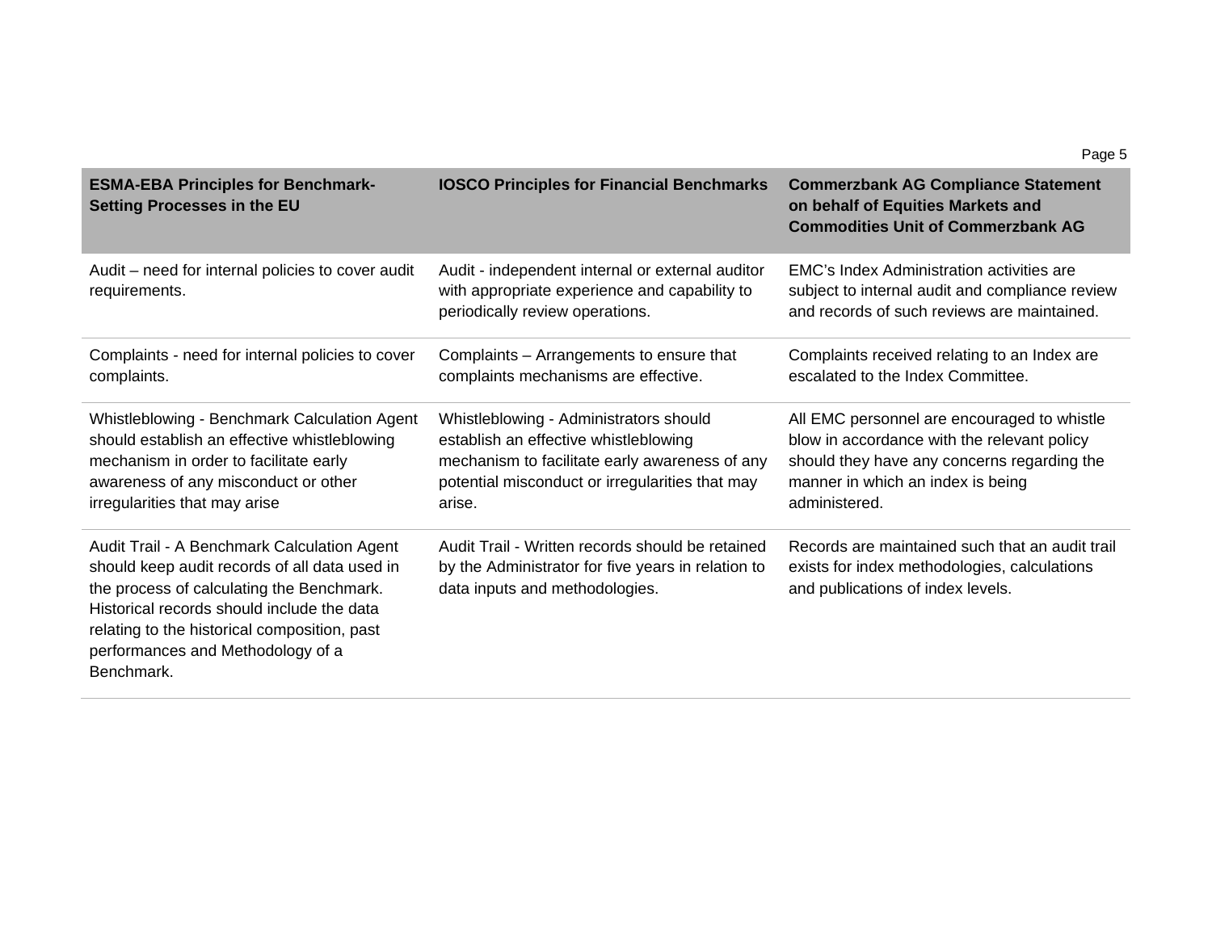| ESMA-EBA Principles for Benchmark-Setting Processes in the EU | IOSCO Principles for Financial Benchmarks | Commerzbank AG Compliance Statement on behalf of Equities Markets and Commodities Unit of Commerzbank AG |
|---|---|---|
| Audit – need for internal policies to cover audit requirements. | Audit - independent internal or external auditor with appropriate experience and capability to periodically review operations. | EMC's Index Administration activities are subject to internal audit and compliance review and records of such reviews are maintained. |
| Complaints - need for internal policies to cover complaints. | Complaints – Arrangements to ensure that complaints mechanisms are effective. | Complaints received relating to an Index are escalated to the Index Committee. |
| Whistleblowing - Benchmark Calculation Agent should establish an effective whistleblowing mechanism in order to facilitate early awareness of any misconduct or other irregularities that may arise | Whistleblowing - Administrators should establish an effective whistleblowing mechanism to facilitate early awareness of any potential misconduct or irregularities that may arise. | All EMC personnel are encouraged to whistle blow in accordance with the relevant policy should they have any concerns regarding the manner in which an index is being administered. |
| Audit Trail - A Benchmark Calculation Agent should keep audit records of all data used in the process of calculating the Benchmark. Historical records should include the data relating to the historical composition, past performances and Methodology of a Benchmark. | Audit Trail - Written records should be retained by the Administrator for five years in relation to data inputs and methodologies. | Records are maintained such that an audit trail exists for index methodologies, calculations and publications of index levels. |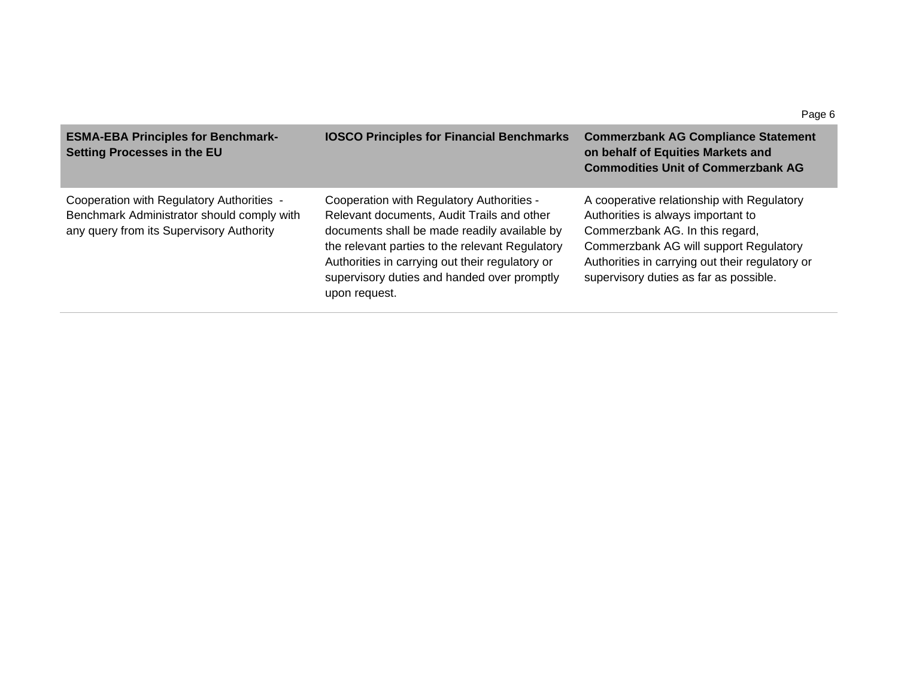| ESMA-EBA Principles for Benchmark-Setting Processes in the EU | IOSCO Principles for Financial Benchmarks | Commerzbank AG Compliance Statement on behalf of Equities Markets and Commodities Unit of Commerzbank AG |
|---|---|---|
| Cooperation with Regulatory Authorities - Benchmark Administrator should comply with any query from its Supervisory Authority | Cooperation with Regulatory Authorities - Relevant documents, Audit Trails and other documents shall be made readily available by the relevant parties to the relevant Regulatory Authorities in carrying out their regulatory or supervisory duties and handed over promptly upon request. | A cooperative relationship with Regulatory Authorities is always important to Commerzbank AG. In this regard, Commerzbank AG will support Regulatory Authorities in carrying out their regulatory or supervisory duties as far as possible. |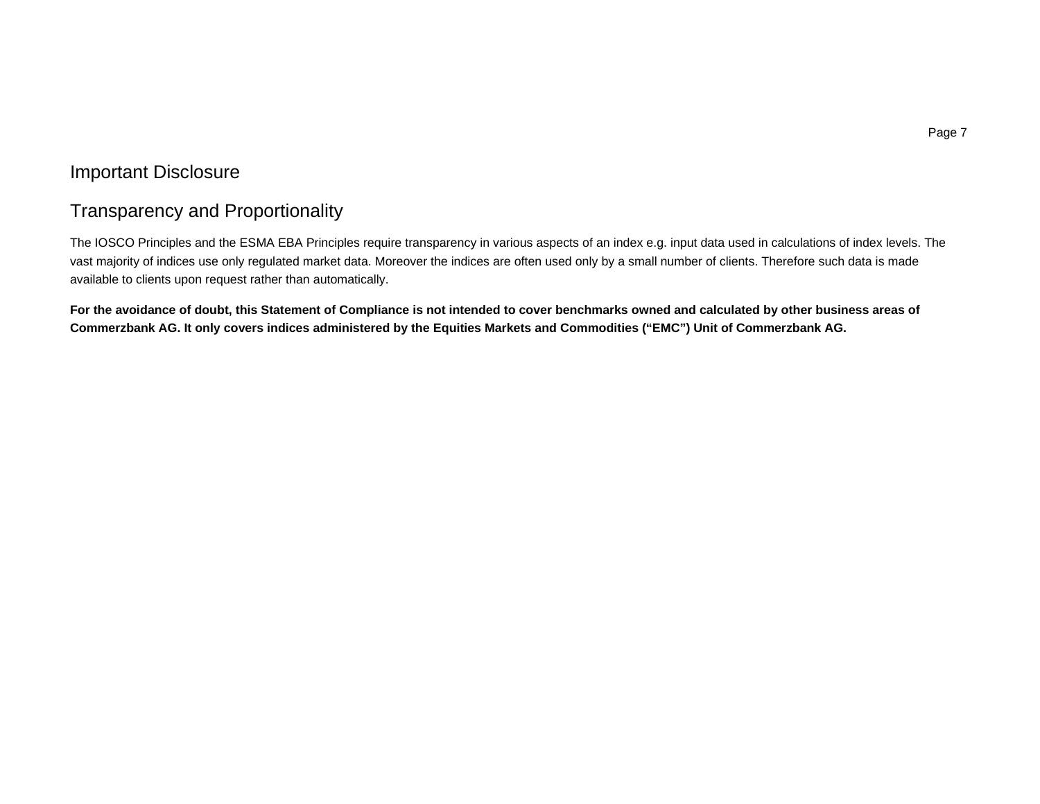## Important Disclosure

## Transparency and Proportionality

The IOSCO Principles and the ESMA EBA Principles require transparency in various aspects of an index e.g. input data used in calculations of index levels. The vast majority of indices use only regulated market data. Moreover the indices are often used only by a small number of clients. Therefore such data is made available to clients upon request rather than automatically.

**For the avoidance of doubt, this Statement of Compliance is not intended to cover benchmarks owned and calculated by other business areas of Commerzbank AG. It only covers indices administered by the Equities Markets and Commodities ("EMC") Unit of Commerzbank AG.**